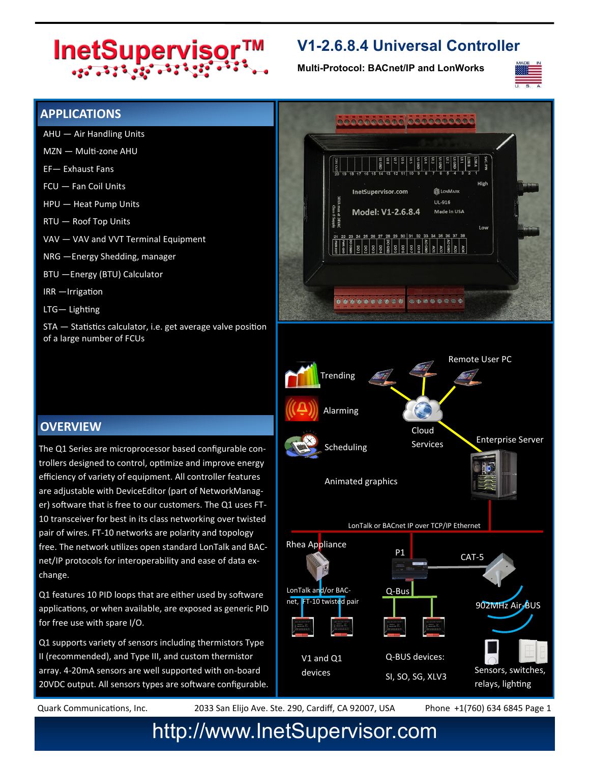# InetSupervisor™

## V1-2.6.8.4 Universal Controller

**Multi-Protocol: BACnet/IP and LonWorks**

## APPLICATIONS

- AHU — Air Handling Units
- MZN — Multi-zone AHU
- EF— Exhaust Fans
- FCU — Fan Coil Units
- HPU — Heat Pump Units
- RTU — Roof Top Units
- VAV — VAV and VVT Terminal Equipment
- NRG —Energy Shedding, manager
- BTU —Energy (BTU) Calculator
- IRR —Irrigation
- LTG— Lighting
- STA — Statistics calculator, i.e. get average valve position of a large number of FCUs

## OVERVIEW

The Q1 Series are microprocessor based configurable controllers designed to control, optimize and improve energy efficiency of variety of equipment. All controller features are adjustable with DeviceEditor (part of NetworkManager) software that is free to our customers. The Q1 uses FT-10 transceiver for best in its class networking over twisted pair of wires. FT-10 networks are polarity and topology free. The network utilizes open standard LonTalk and BACnet/IP protocols for interoperability and ease of data exchange.

Q1 features 10 PID loops that are either used by software applications, or when available, are exposed as generic PID for free use with spare I/O.

Q1 supports variety of sensors including thermistors Type II (recommended), and Type III, and custom thermistor array. 4-20mA sensors are well supported with on-board 20VDC output. All sensors types are software configurable.

Trending

Alarming

Scheduling

Animated graphics

Remote User PC

Cloud Services

Enterprise Server

LonTalk or BACnet IP over TCP/IP Ethernet

Rhea Appliance

P1

CAT-5

LonTalk and/or BACnet, FT-10 twisted pair

Q-Bus

902MHz Air-BUS

V1 and Q1 devices

Q-BUS devices: SI, SO, SG, XLV3

Sensors, switches, relays, lighting

Quark Communications, Inc. 2033 San Elijo Ave. Ste. 290, Cardiff, CA 92007, USA Phone +1(760) 634 6845

http://www.InetSupervisor.com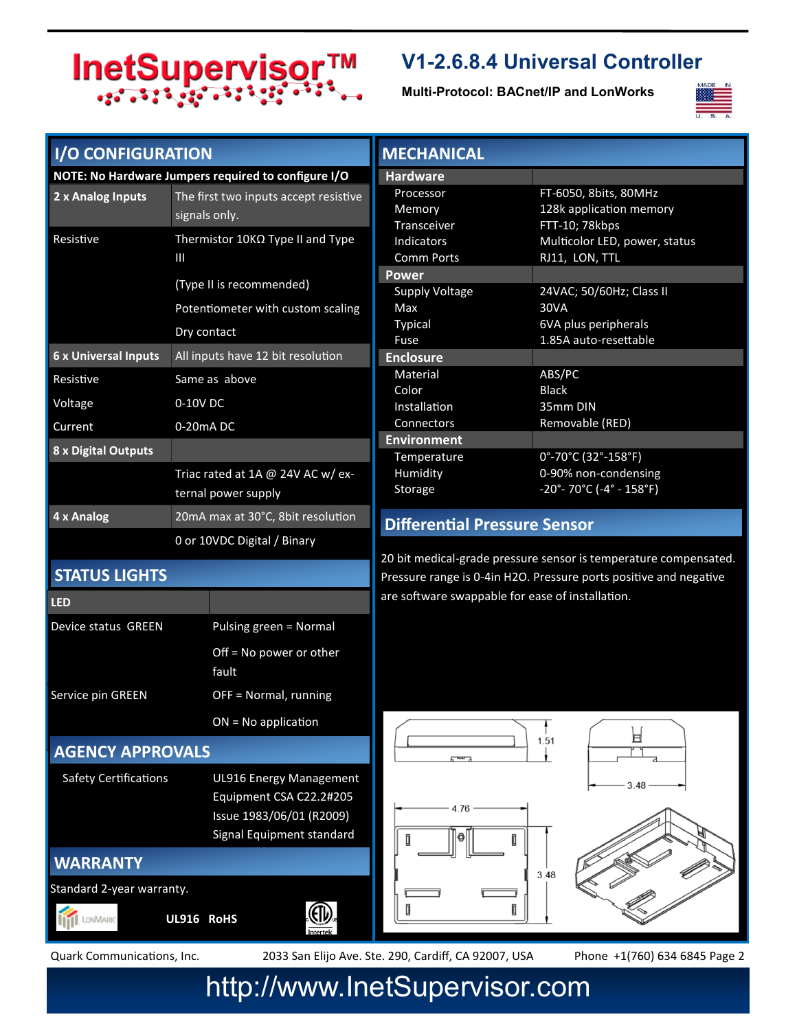# InetSupervisor™

## V1-2.6.8.4 Universal Controller

**Multi-Protocol: BACnet/IP and LonWorks**

## I/O CONFIGURATION

**NOTE: No Hardware Jumpers required to configure I/O**

| | |
|---|---|
| **2 x Analog Inputs** | The first two inputs accept resistive signals only. |
| Resistive | Thermistor 10KΩ Type II and Type III |
| | (Type II is recommended) |
| | Potentiometer with custom scaling |
| | Dry contact |
| **6 x Universal Inputs** | All inputs have 12 bit resolution |
| Resistive | Same as above |
| Voltage | 0-10V DC |
| Current | 0-20mA DC |
| **8 x Digital Outputs** | |
| | Triac rated at 1A @ 24V AC w/ external power supply |
| **4 x Analog** | 20mA max at 30°C, 8bit resolution |
| | 0 or 10VDC Digital / Binary |

## STATUS LIGHTS

| LED | |
|---|---|
| Device status GREEN | Pulsing green = Normal |
| | Off = No power or other fault |
| Service pin GREEN | OFF = Normal, running |
| | ON = No application |

## AGENCY APPROVALS

| | |
|---|---|
| Safety Certifications | UL916 Energy Management Equipment CSA C22.2#205 Issue 1983/06/01 (R2009) Signal Equipment standard |

## WARRANTY

Standard 2-year warranty.

LonMark UL916 RoHS Intertek

## MECHANICAL

| | |
|---|---|
| **Hardware** | |
| Processor | FT-6050, 8bits, 80MHz |
| Memory | 128k application memory |
| Transceiver | FTT-10; 78kbps |
| Indicators | Multicolor LED, power, status |
| Comm Ports | RJ11, LON, TTL |
| **Power** | |
| Supply Voltage | 24VAC; 50/60Hz; Class II |
| Max | 30VA |
| Typical | 6VA plus peripherals |
| Fuse | 1.85A auto-resettable |
| **Enclosure** | |
| Material | ABS/PC |
| Color | Black |
| Installation | 35mm DIN |
| Connectors | Removable (RED) |
| **Environment** | |
| Temperature | 0°-70°C (32°-158°F) |
| Humidity | 0-90% non-condensing |
| Storage | -20°- 70°C (-4° - 158°F) |

## Differential Pressure Sensor

20 bit medical-grade pressure sensor is temperature compensated. Pressure range is 0-4in H2O. Pressure ports positive and negative are software swappable for ease of installation.

1.51

3.48

4.76

3.48

Quark Communications, Inc. 2033 San Elijo Ave. Ste. 290, Cardiff, CA 92007, USA Phone +1(760) 634 6845

http://www.InetSupervisor.com